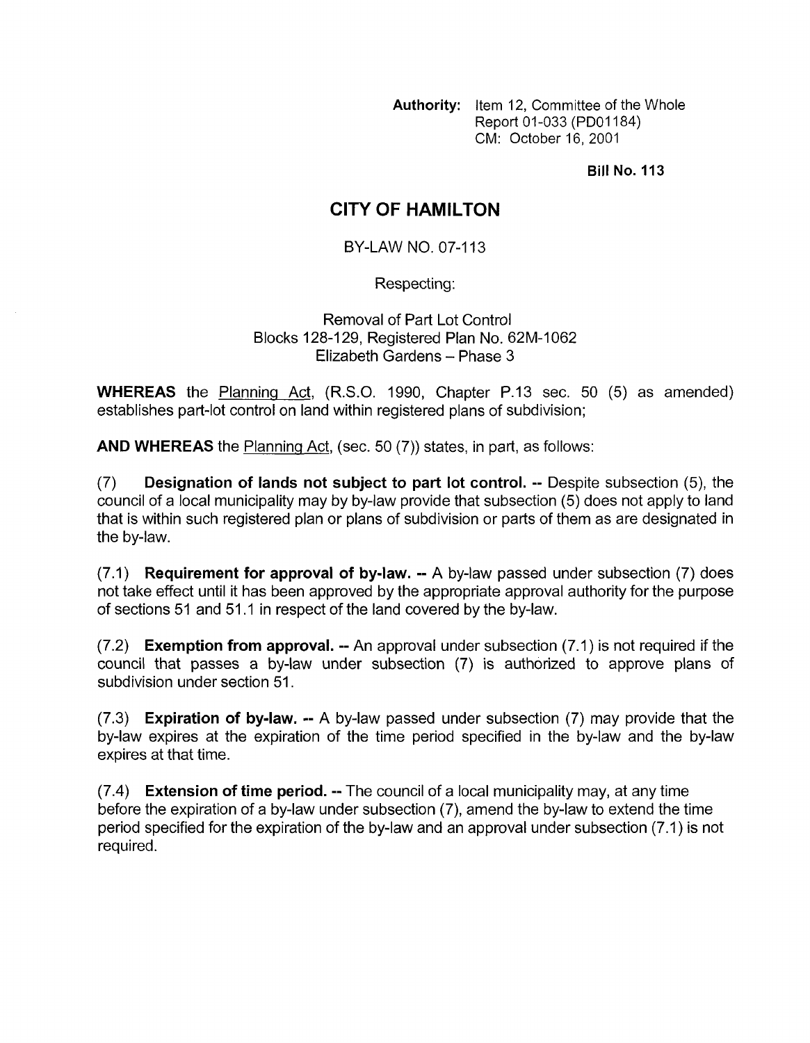**Authority:** Item 12, Committee of the Whole
Report 01-033 (PD01184)
CM: October 16, 2001

**Bill No. 113**

# CITY OF HAMILTON

BY-LAW NO. 07-113

Respecting:

Removal of Part Lot Control
Blocks 128-129, Registered Plan No. 62M-1062
Elizabeth Gardens – Phase 3

**WHEREAS** the Planning Act, (R.S.O. 1990, Chapter P.13 sec. 50 (5) as amended) establishes part-lot control on land within registered plans of subdivision;

**AND WHEREAS** the Planning Act, (sec. 50 (7)) states, in part, as follows:

(7) **Designation of lands not subject to part lot control. --** Despite subsection (5), the council of a local municipality may by by-law provide that subsection (5) does not apply to land that is within such registered plan or plans of subdivision or parts of them as are designated in the by-law.

(7.1) **Requirement for approval of by-law. --** A by-law passed under subsection (7) does not take effect until it has been approved by the appropriate approval authority for the purpose of sections 51 and 51.1 in respect of the land covered by the by-law.

(7.2) **Exemption from approval. --** An approval under subsection (7.1) is not required if the council that passes a by-law under subsection (7) is authorized to approve plans of subdivision under section 51.

(7.3) **Expiration of by-law. --** A by-law passed under subsection (7) may provide that the by-law expires at the expiration of the time period specified in the by-law and the by-law expires at that time.

(7.4) **Extension of time period. --** The council of a local municipality may, at any time before the expiration of a by-law under subsection (7), amend the by-law to extend the time period specified for the expiration of the by-law and an approval under subsection (7.1) is not required.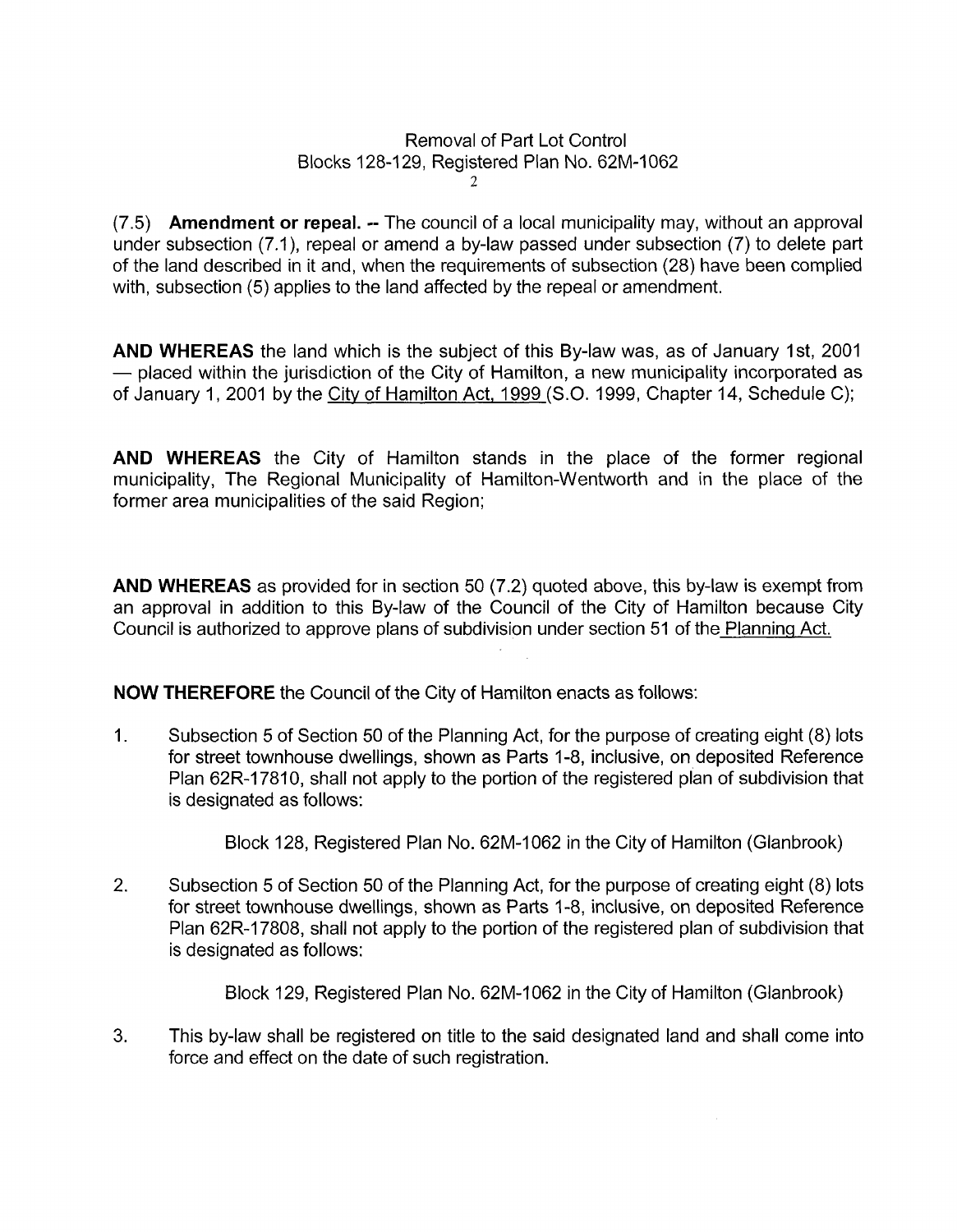(7.5) **Amendment or repeal.** -- The council of a local municipality may, without an approval under subsection (7.1), repeal or amend a by-law passed under subsection (7) to delete part of the land described in it and, when the requirements of subsection (28) have been complied with, subsection (5) applies to the land affected by the repeal or amendment.

**AND WHEREAS** the land which is the subject of this By-law was, as of January 1st, 2001 — placed within the jurisdiction of the City of Hamilton, a new municipality incorporated as of January 1, 2001 by the City of Hamilton Act, 1999 (S.O. 1999, Chapter 14, Schedule C);

**AND WHEREAS** the City of Hamilton stands in the place of the former regional municipality, The Regional Municipality of Hamilton-Wentworth and in the place of the former area municipalities of the said Region;

**AND WHEREAS** as provided for in section 50 (7.2) quoted above, this by-law is exempt from an approval in addition to this By-law of the Council of the City of Hamilton because City Council is authorized to approve plans of subdivision under section 51 of the Planning Act.

**NOW THEREFORE** the Council of the City of Hamilton enacts as follows:

1. Subsection 5 of Section 50 of the Planning Act, for the purpose of creating eight (8) lots for street townhouse dwellings, shown as Parts 1-8, inclusive, on deposited Reference Plan 62R-17810, shall not apply to the portion of the registered plan of subdivision that is designated as follows:

   Block 128, Registered Plan No. 62M-1062 in the City of Hamilton (Glanbrook)

2. Subsection 5 of Section 50 of the Planning Act, for the purpose of creating eight (8) lots for street townhouse dwellings, shown as Parts 1-8, inclusive, on deposited Reference Plan 62R-17808, shall not apply to the portion of the registered plan of subdivision that is designated as follows:

   Block 129, Registered Plan No. 62M-1062 in the City of Hamilton (Glanbrook)

3. This by-law shall be registered on title to the said designated land and shall come into force and effect on the date of such registration.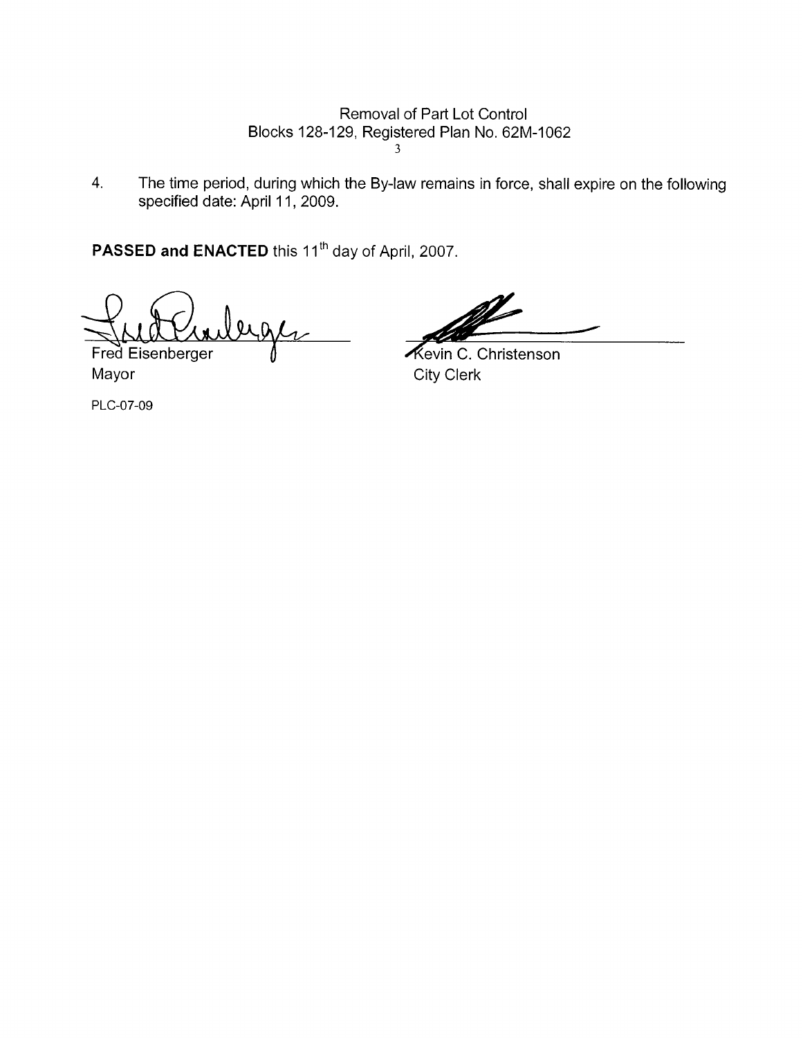Removal of Part Lot Control
Blocks 128-129, Registered Plan No. 62M-1062

4. The time period, during which the By-law remains in force, shall expire on the following specified date: April 11, 2009.

**PASSED and ENACTED** this 11th day of April, 2007.

Fred Eisenberger
Mayor

Kevin C. Christenson
City Clerk

PLC-07-09